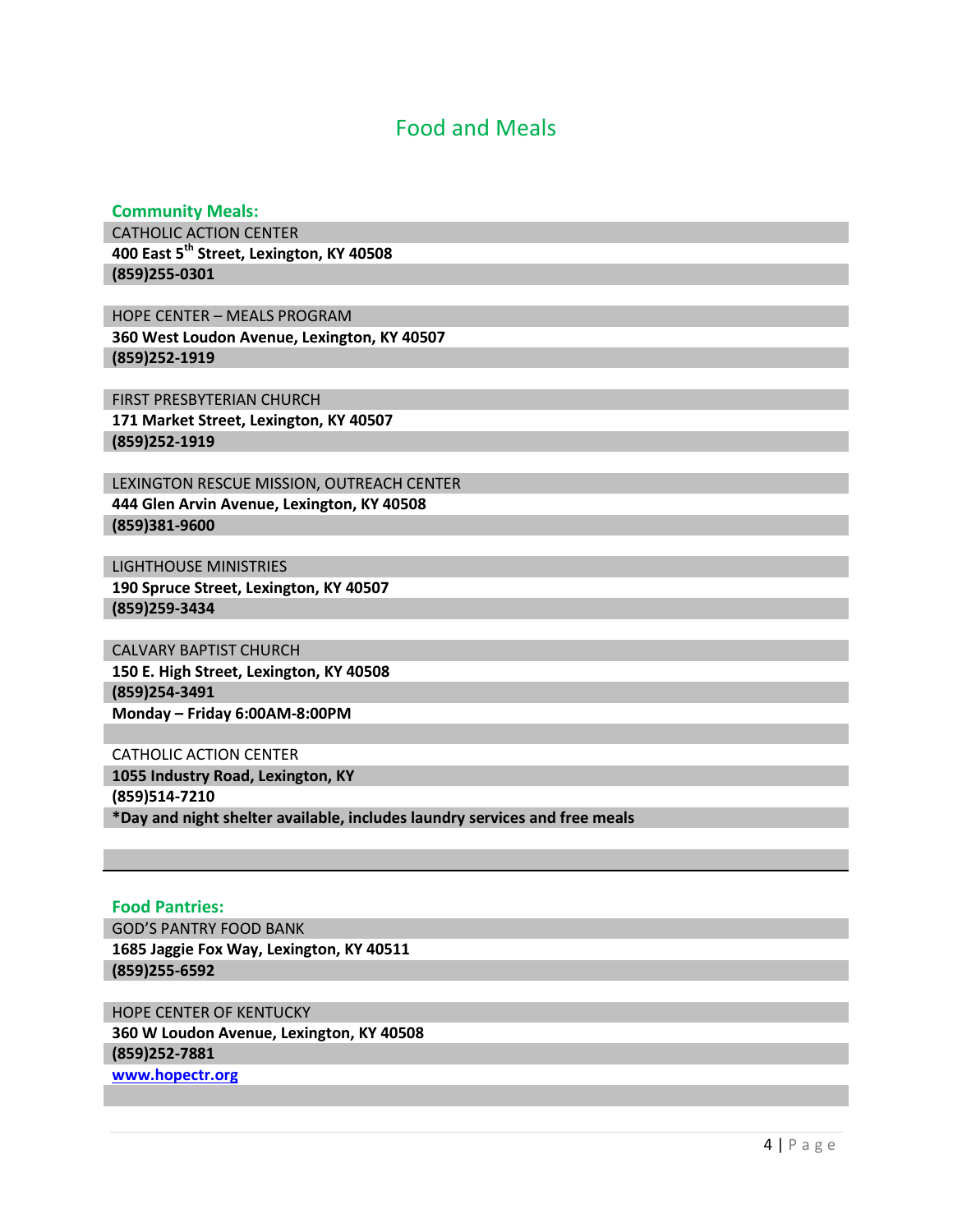# Food and Meals

## Community Meals:

CATHOLIC ACTION CENTER
**400 East 5th Street, Lexington, KY 40508**
**(859)255-0301**

HOPE CENTER – MEALS PROGRAM
**360 West Loudon Avenue, Lexington, KY 40507**
**(859)252-1919**

FIRST PRESBYTERIAN CHURCH
**171 Market Street, Lexington, KY 40507**
**(859)252-1919**

LEXINGTON RESCUE MISSION, OUTREACH CENTER
**444 Glen Arvin Avenue, Lexington, KY 40508**
**(859)381-9600**

LIGHTHOUSE MINISTRIES
**190 Spruce Street, Lexington, KY 40507**
**(859)259-3434**

CALVARY BAPTIST CHURCH
**150 E. High Street, Lexington, KY 40508**
**(859)254-3491**
**Monday – Friday 6:00AM-8:00PM**

CATHOLIC ACTION CENTER
**1055 Industry Road, Lexington, KY**
**(859)514-7210**
***Day and night shelter available, includes laundry services and free meals**

## Food Pantries:

GOD'S PANTRY FOOD BANK
**1685 Jaggie Fox Way, Lexington, KY 40511**
**(859)255-6592**

HOPE CENTER OF KENTUCKY
**360 W Loudon Avenue, Lexington, KY 40508**
**(859)252-7881**
**[www.hopectr.org](http://www.hopectr.org)**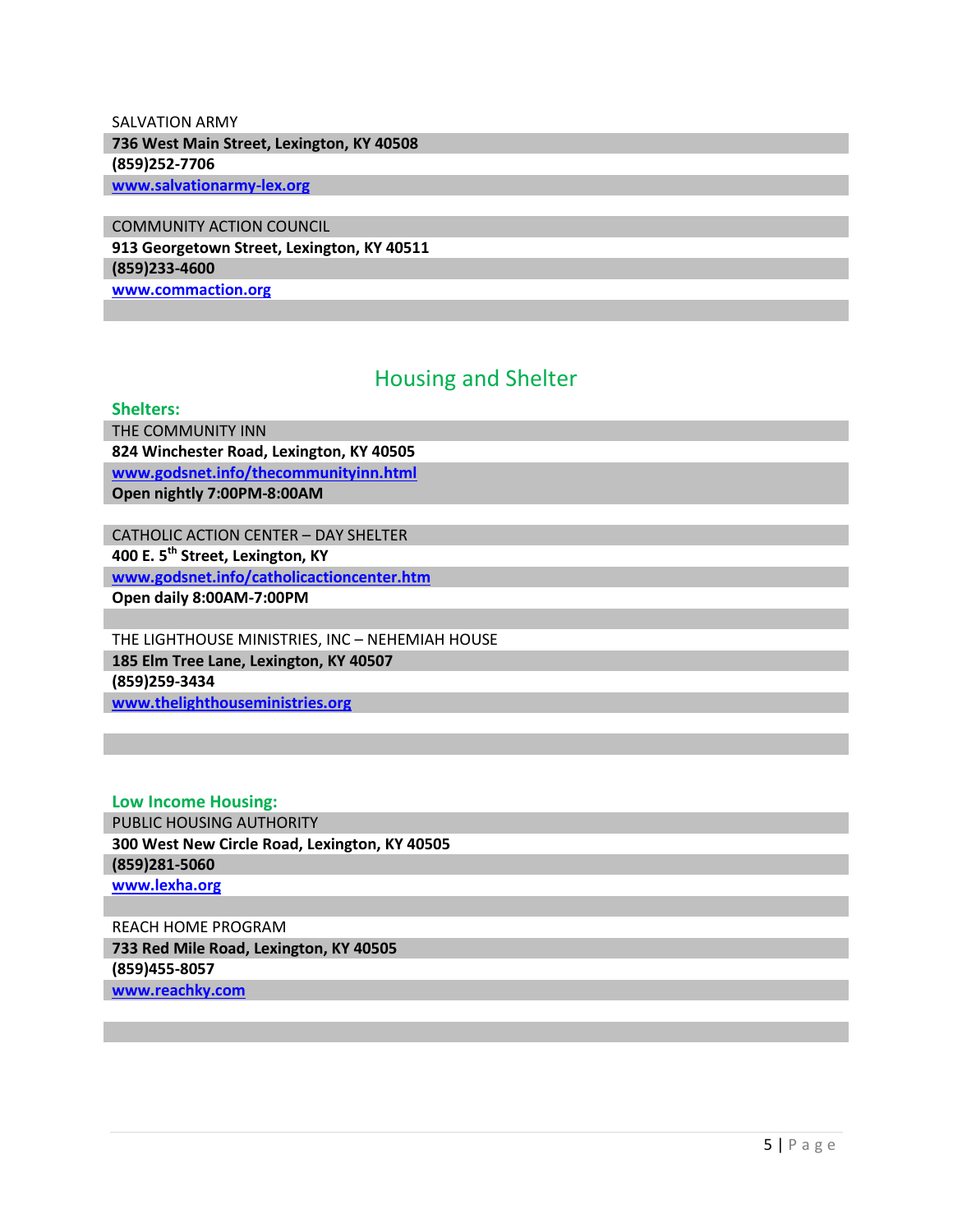SALVATION ARMY

**736 West Main Street, Lexington, KY 40508**

**(859)252-7706**

**www.salvationarmy-lex.org**

COMMUNITY ACTION COUNCIL

**913 Georgetown Street, Lexington, KY 40511**

**(859)233-4600**

**www.commaction.org**

## Housing and Shelter

### Shelters:

THE COMMUNITY INN

**824 Winchester Road, Lexington, KY 40505**

**www.godsnet.info/thecommunityinn.html**

**Open nightly 7:00PM-8:00AM**

CATHOLIC ACTION CENTER – DAY SHELTER

**400 E. 5th Street, Lexington, KY**

**www.godsnet.info/catholicactioncenter.htm**

**Open daily 8:00AM-7:00PM**

THE LIGHTHOUSE MINISTRIES, INC – NEHEMIAH HOUSE

**185 Elm Tree Lane, Lexington, KY 40507**

**(859)259-3434**

**www.thelighthouseministries.org**

### Low Income Housing:

PUBLIC HOUSING AUTHORITY

**300 West New Circle Road, Lexington, KY 40505**

**(859)281-5060**

**www.lexha.org**

REACH HOME PROGRAM

**733 Red Mile Road, Lexington, KY 40505**

**(859)455-8057**

**www.reachky.com**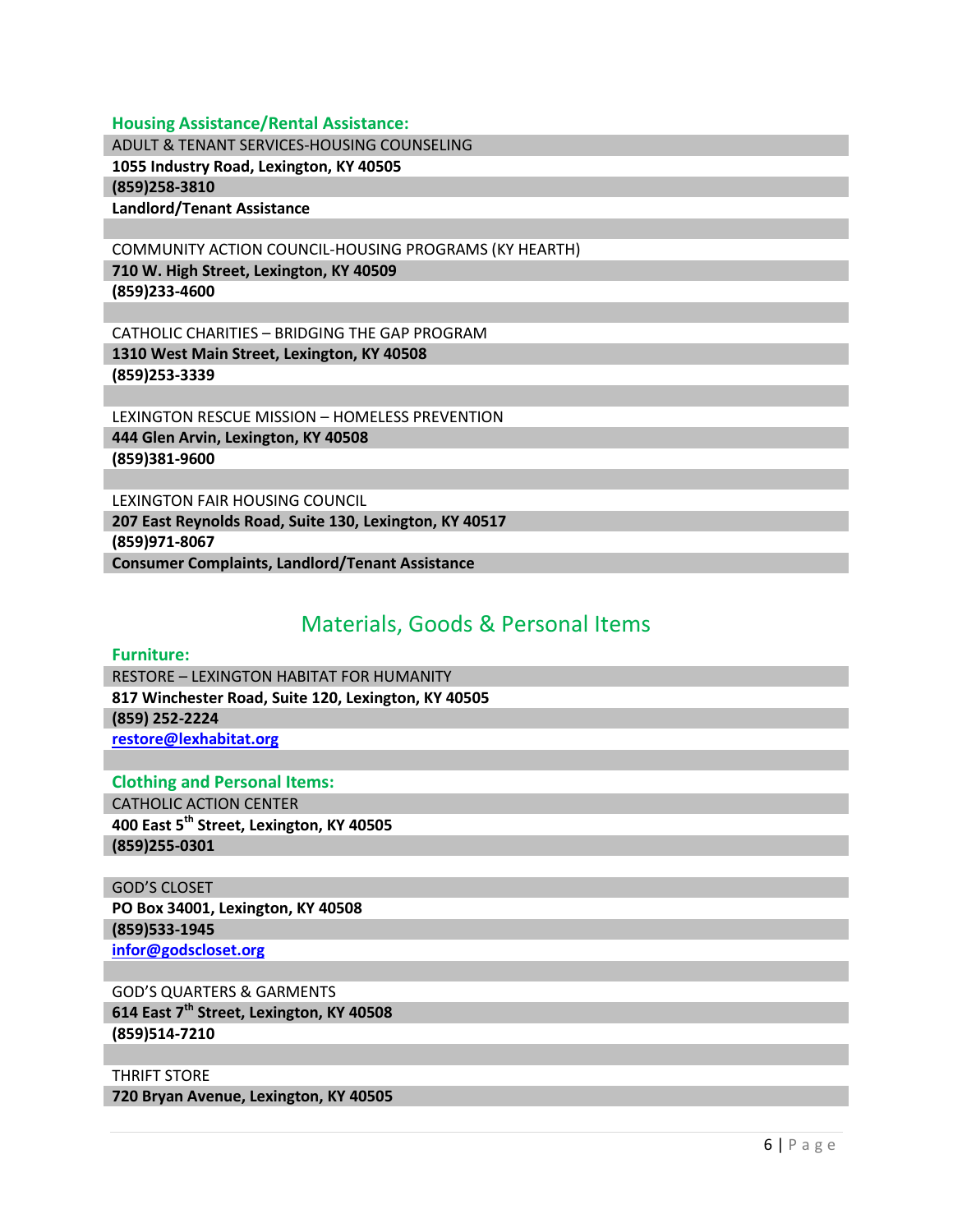### Housing Assistance/Rental Assistance:

ADULT & TENANT SERVICES-HOUSING COUNSELING
**1055 Industry Road, Lexington, KY 40505**
**(859)258-3810**
**Landlord/Tenant Assistance**

COMMUNITY ACTION COUNCIL-HOUSING PROGRAMS (KY HEARTH)
**710 W. High Street, Lexington, KY 40509**
**(859)233-4600**

CATHOLIC CHARITIES – BRIDGING THE GAP PROGRAM
**1310 West Main Street, Lexington, KY 40508**
**(859)253-3339**

LEXINGTON RESCUE MISSION – HOMELESS PREVENTION
**444 Glen Arvin, Lexington, KY 40508**
**(859)381-9600**

LEXINGTON FAIR HOUSING COUNCIL
**207 East Reynolds Road, Suite 130, Lexington, KY 40517**
**(859)971-8067**
**Consumer Complaints, Landlord/Tenant Assistance**

## Materials, Goods & Personal Items

### Furniture:

RESTORE – LEXINGTON HABITAT FOR HUMANITY
**817 Winchester Road, Suite 120, Lexington, KY 40505**
**(859) 252-2224**
**restore@lexhabitat.org**

### Clothing and Personal Items:

CATHOLIC ACTION CENTER
**400 East 5th Street, Lexington, KY 40505**
**(859)255-0301**

GOD'S CLOSET
**PO Box 34001, Lexington, KY 40508**
**(859)533-1945**
**infor@godscloset.org**

GOD'S QUARTERS & GARMENTS
**614 East 7th Street, Lexington, KY 40508**
**(859)514-7210**

THRIFT STORE
**720 Bryan Avenue, Lexington, KY 40505**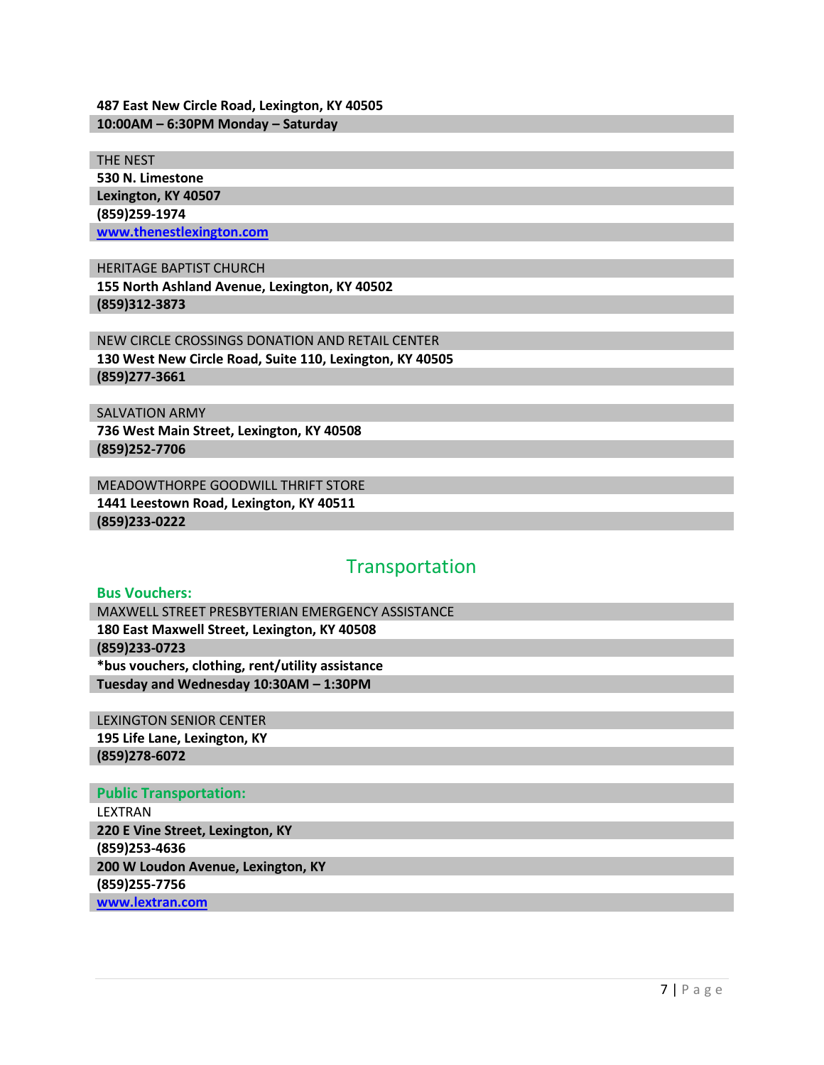**487 East New Circle Road, Lexington, KY 40505**
**10:00AM – 6:30PM Monday – Saturday**

THE NEST
**530 N. Limestone**
**Lexington, KY 40507**
**(859)259-1974**
**www.thenestlexington.com**

HERITAGE BAPTIST CHURCH
**155 North Ashland Avenue, Lexington, KY 40502**
**(859)312-3873**

NEW CIRCLE CROSSINGS DONATION AND RETAIL CENTER
**130 West New Circle Road, Suite 110, Lexington, KY 40505**
**(859)277-3661**

SALVATION ARMY
**736 West Main Street, Lexington, KY 40508**
**(859)252-7706**

MEADOWTHORPE GOODWILL THRIFT STORE
**1441 Leestown Road, Lexington, KY 40511**
**(859)233-0222**

## Transportation

### Bus Vouchers:

MAXWELL STREET PRESBYTERIAN EMERGENCY ASSISTANCE
**180 East Maxwell Street, Lexington, KY 40508**
**(859)233-0723**
***bus vouchers, clothing, rent/utility assistance**
**Tuesday and Wednesday 10:30AM – 1:30PM**

LEXINGTON SENIOR CENTER
**195 Life Lane, Lexington, KY**
**(859)278-6072**

### Public Transportation:

LEXTRAN
**220 E Vine Street, Lexington, KY**
**(859)253-4636**
**200 W Loudon Avenue, Lexington, KY**
**(859)255-7756**
**www.lextran.com**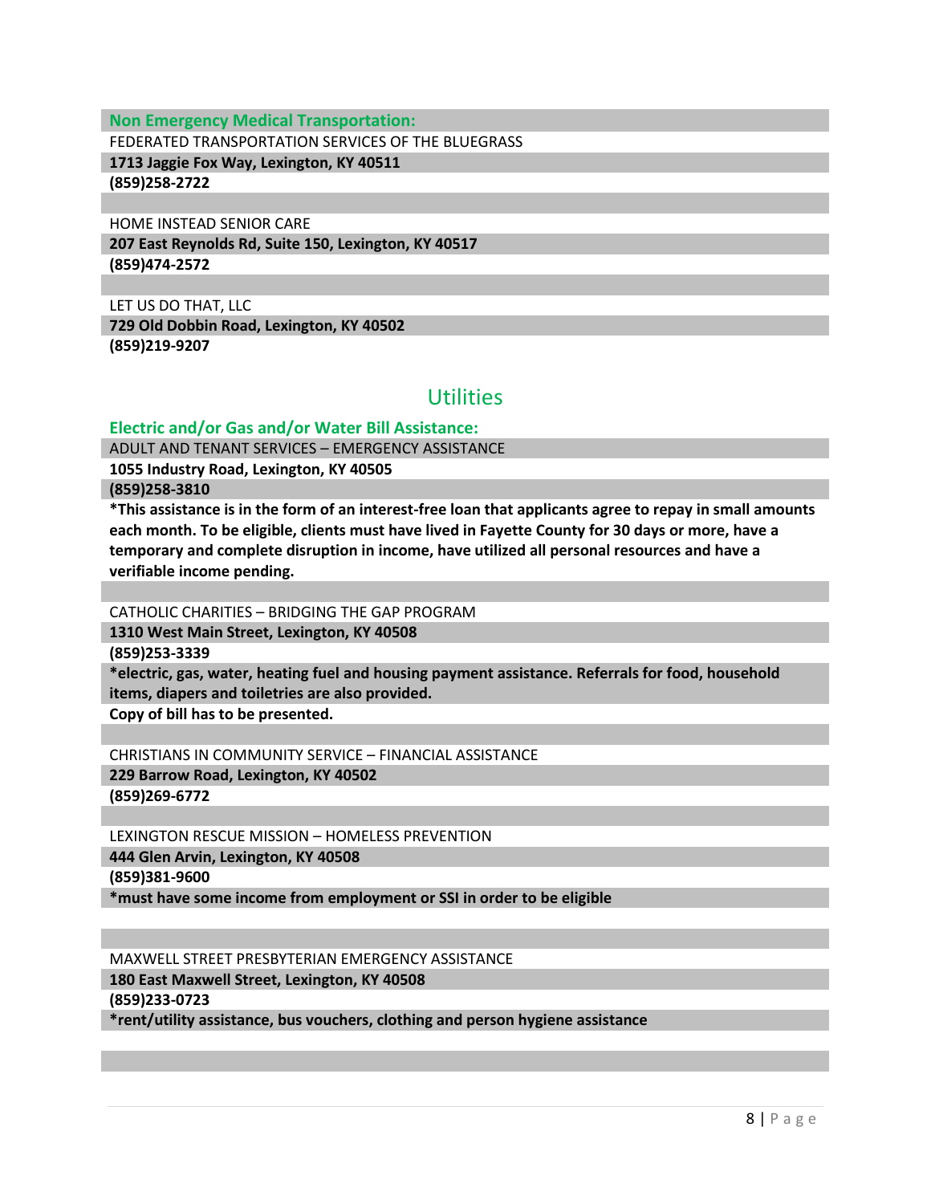### Non Emergency Medical Transportation:

FEDERATED TRANSPORTATION SERVICES OF THE BLUEGRASS
**1713 Jaggie Fox Way, Lexington, KY 40511**
**(859)258-2722**

HOME INSTEAD SENIOR CARE
**207 East Reynolds Rd, Suite 150, Lexington, KY 40517**
**(859)474-2572**

LET US DO THAT, LLC
**729 Old Dobbin Road, Lexington, KY 40502**
**(859)219-9207**

## Utilities

### Electric and/or Gas and/or Water Bill Assistance:

ADULT AND TENANT SERVICES – EMERGENCY ASSISTANCE
**1055 Industry Road, Lexington, KY 40505**
**(859)258-3810**
***This assistance is in the form of an interest-free loan that applicants agree to repay in small amounts each month. To be eligible, clients must have lived in Fayette County for 30 days or more, have a temporary and complete disruption in income, have utilized all personal resources and have a verifiable income pending.**

CATHOLIC CHARITIES – BRIDGING THE GAP PROGRAM
**1310 West Main Street, Lexington, KY 40508**
**(859)253-3339**
***electric, gas, water, heating fuel and housing payment assistance. Referrals for food, household items, diapers and toiletries are also provided.**
**Copy of bill has to be presented.**

CHRISTIANS IN COMMUNITY SERVICE – FINANCIAL ASSISTANCE
**229 Barrow Road, Lexington, KY 40502**
**(859)269-6772**

LEXINGTON RESCUE MISSION – HOMELESS PREVENTION
**444 Glen Arvin, Lexington, KY 40508**
**(859)381-9600**
***must have some income from employment or SSI in order to be eligible**

MAXWELL STREET PRESBYTERIAN EMERGENCY ASSISTANCE
**180 East Maxwell Street, Lexington, KY 40508**
**(859)233-0723**
***rent/utility assistance, bus vouchers, clothing and person hygiene assistance**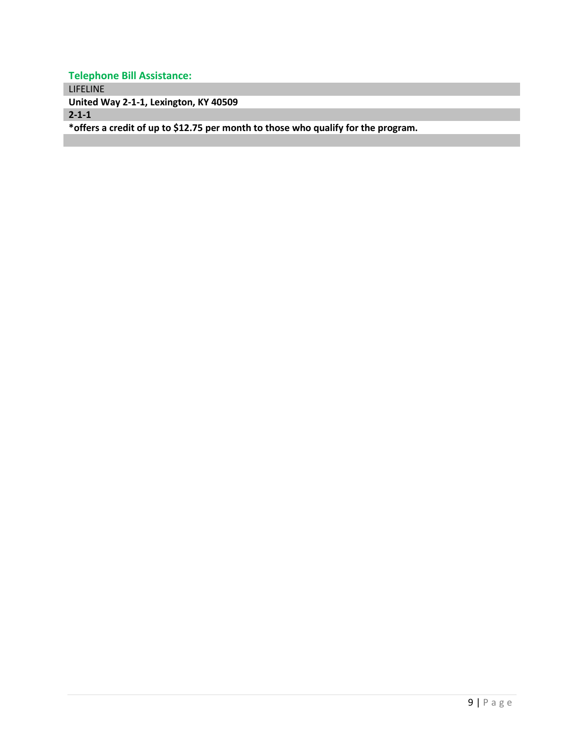### Telephone Bill Assistance:

LIFELINE

**United Way 2-1-1, Lexington, KY 40509**

**2-1-1**

**\*offers a credit of up to $12.75 per month to those who qualify for the program.**